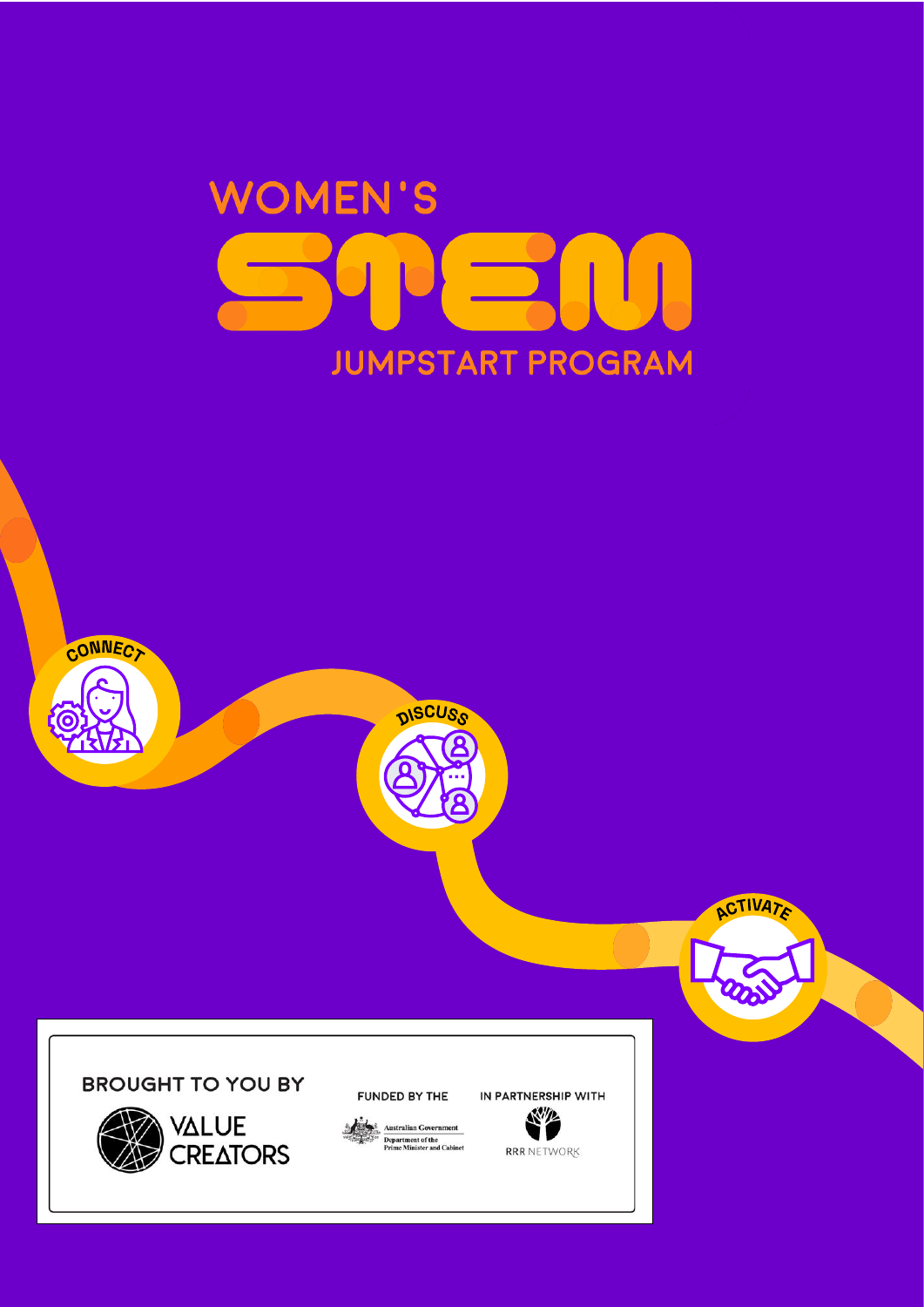# WOMEN'S STEM JUMPSTART PROGRAM

CONNECT

DISCUSS

ACTIVATE

BROUGHT TO YOU BY

VALUE CREATORS

FUNDED BY THE

Australian Government
Department of the Prime Minister and Cabinet

IN PARTNERSHIP WITH

RRR NETWORK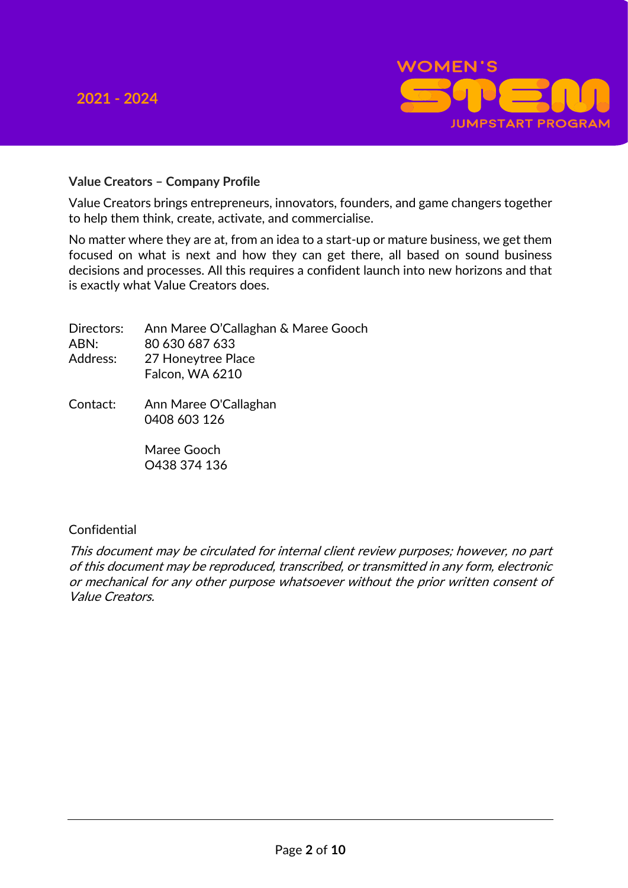**Value Creators – Company Profile**

Value Creators brings entrepreneurs, innovators, founders, and game changers together to help them think, create, activate, and commercialise.

No matter where they are at, from an idea to a start-up or mature business, we get them focused on what is next and how they can get there, all based on sound business decisions and processes. All this requires a confident launch into new horizons and that is exactly what Value Creators does.

Directors: Ann Maree O'Callaghan & Maree Gooch
ABN: 80 630 687 633
Address: 27 Honeytree Place
Falcon, WA 6210

Contact: Ann Maree O'Callaghan
0408 603 126

Maree Gooch
O438 374 136

Confidential

*This document may be circulated for internal client review purposes; however, no part of this document may be reproduced, transcribed, or transmitted in any form, electronic or mechanical for any other purpose whatsoever without the prior written consent of Value Creators.*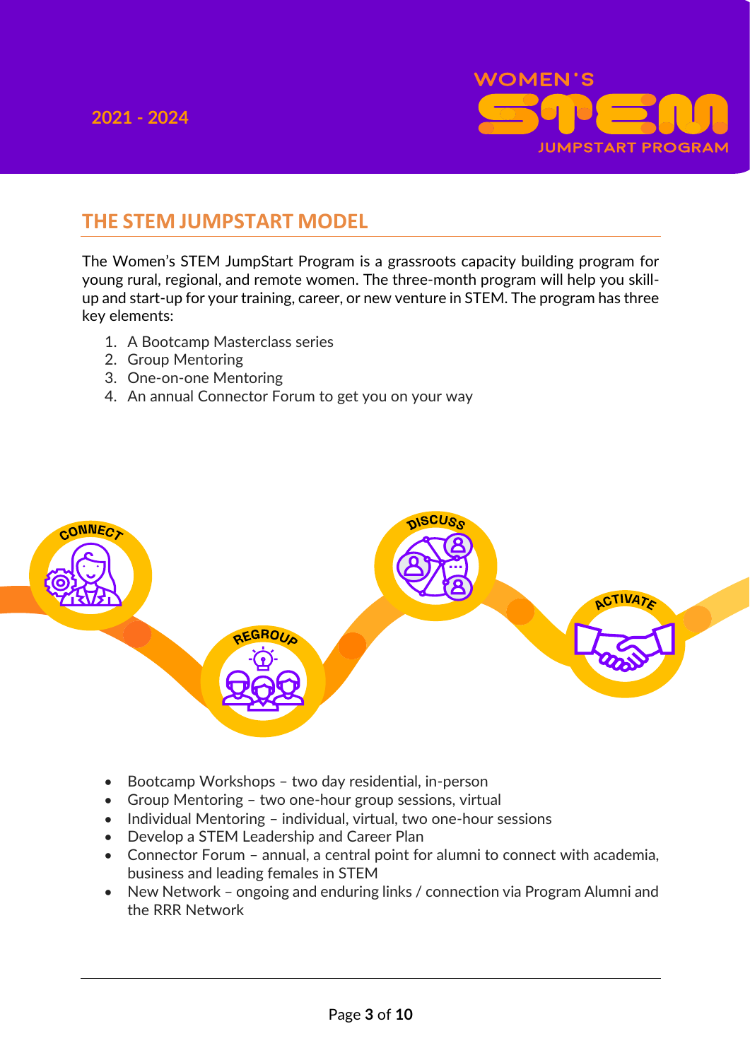## THE STEM JUMPSTART MODEL

The Women's STEM JumpStart Program is a grassroots capacity building program for young rural, regional, and remote women. The three-month program will help you skill-up and start-up for your training, career, or new venture in STEM. The program has three key elements:

1. A Bootcamp Masterclass series
2. Group Mentoring
3. One-on-one Mentoring
4. An annual Connector Forum to get you on your way

CONNECT — REGROUP — DISCUSS — ACTIVATE

- Bootcamp Workshops – two day residential, in-person
- Group Mentoring – two one-hour group sessions, virtual
- Individual Mentoring – individual, virtual, two one-hour sessions
- Develop a STEM Leadership and Career Plan
- Connector Forum – annual, a central point for alumni to connect with academia, business and leading females in STEM
- New Network – ongoing and enduring links / connection via Program Alumni and the RRR Network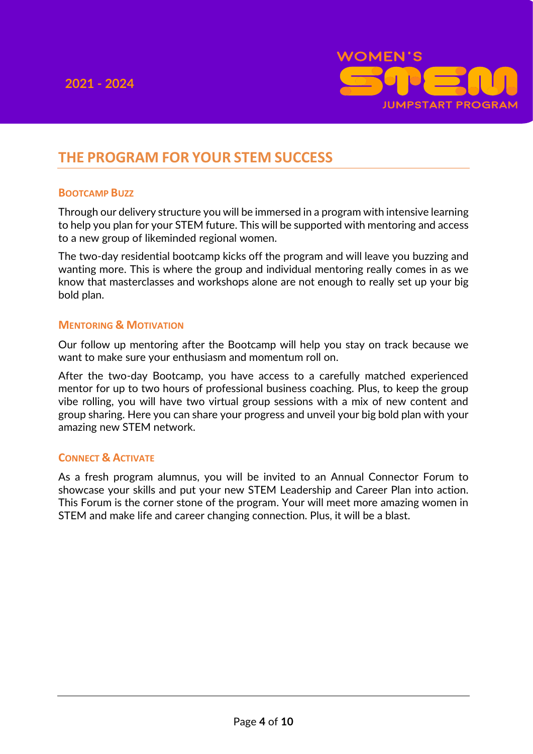## THE PROGRAM FOR YOUR STEM SUCCESS

### Bootcamp Buzz

Through our delivery structure you will be immersed in a program with intensive learning to help you plan for your STEM future. This will be supported with mentoring and access to a new group of likeminded regional women.

The two-day residential bootcamp kicks off the program and will leave you buzzing and wanting more. This is where the group and individual mentoring really comes in as we know that masterclasses and workshops alone are not enough to really set up your big bold plan.

### Mentoring & Motivation

Our follow up mentoring after the Bootcamp will help you stay on track because we want to make sure your enthusiasm and momentum roll on.

After the two-day Bootcamp, you have access to a carefully matched experienced mentor for up to two hours of professional business coaching. Plus, to keep the group vibe rolling, you will have two virtual group sessions with a mix of new content and group sharing. Here you can share your progress and unveil your big bold plan with your amazing new STEM network.

### Connect & Activate

As a fresh program alumnus, you will be invited to an Annual Connector Forum to showcase your skills and put your new STEM Leadership and Career Plan into action. This Forum is the corner stone of the program. Your will meet more amazing women in STEM and make life and career changing connection. Plus, it will be a blast.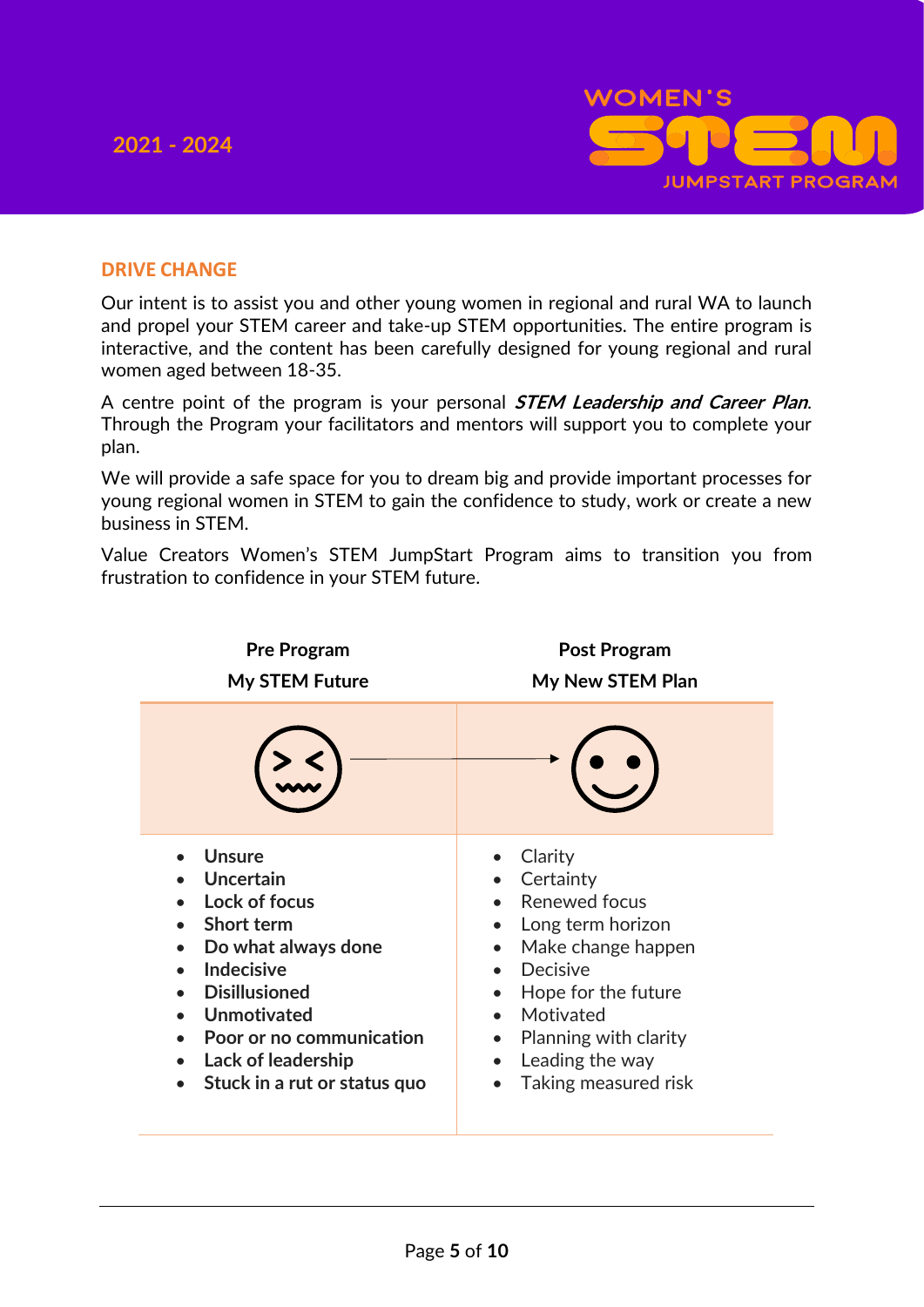## DRIVE CHANGE

Our intent is to assist you and other young women in regional and rural WA to launch and propel your STEM career and take-up STEM opportunities. The entire program is interactive, and the content has been carefully designed for young regional and rural women aged between 18-35.

A centre point of the program is your personal ***STEM Leadership and Career Plan***. Through the Program your facilitators and mentors will support you to complete your plan.

We will provide a safe space for you to dream big and provide important processes for young regional women in STEM to gain the confidence to study, work or create a new business in STEM.

Value Creators Women's STEM JumpStart Program aims to transition you from frustration to confidence in your STEM future.

| Pre Program<br>My STEM Future | Post Program<br>My New STEM Plan |
|---|---|
| **Unsure** | Clarity |
| **Uncertain** | Certainty |
| **Lock of focus** | Renewed focus |
| **Short term** | Long term horizon |
| **Do what always done** | Make change happen |
| **Indecisive** | Decisive |
| **Disillusioned** | Hope for the future |
| **Unmotivated** | Motivated |
| **Poor or no communication** | Planning with clarity |
| **Lack of leadership** | Leading the way |
| **Stuck in a rut or status quo** | Taking measured risk |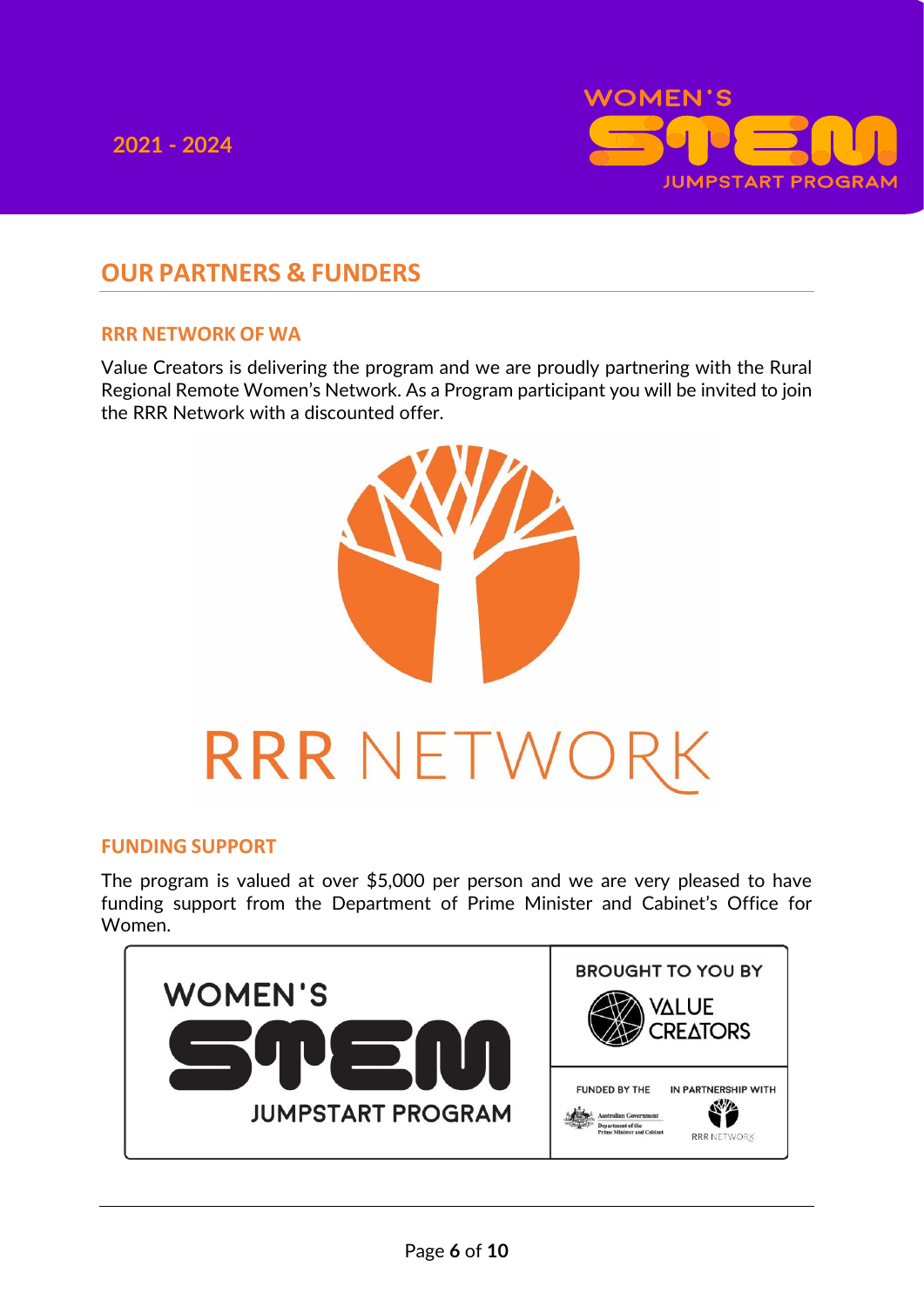## OUR PARTNERS & FUNDERS

### RRR NETWORK OF WA

Value Creators is delivering the program and we are proudly partnering with the Rural Regional Remote Women's Network. As a Program participant you will be invited to join the RRR Network with a discounted offer.

### FUNDING SUPPORT

The program is valued at over $5,000 per person and we are very pleased to have funding support from the Department of Prime Minister and Cabinet's Office for Women.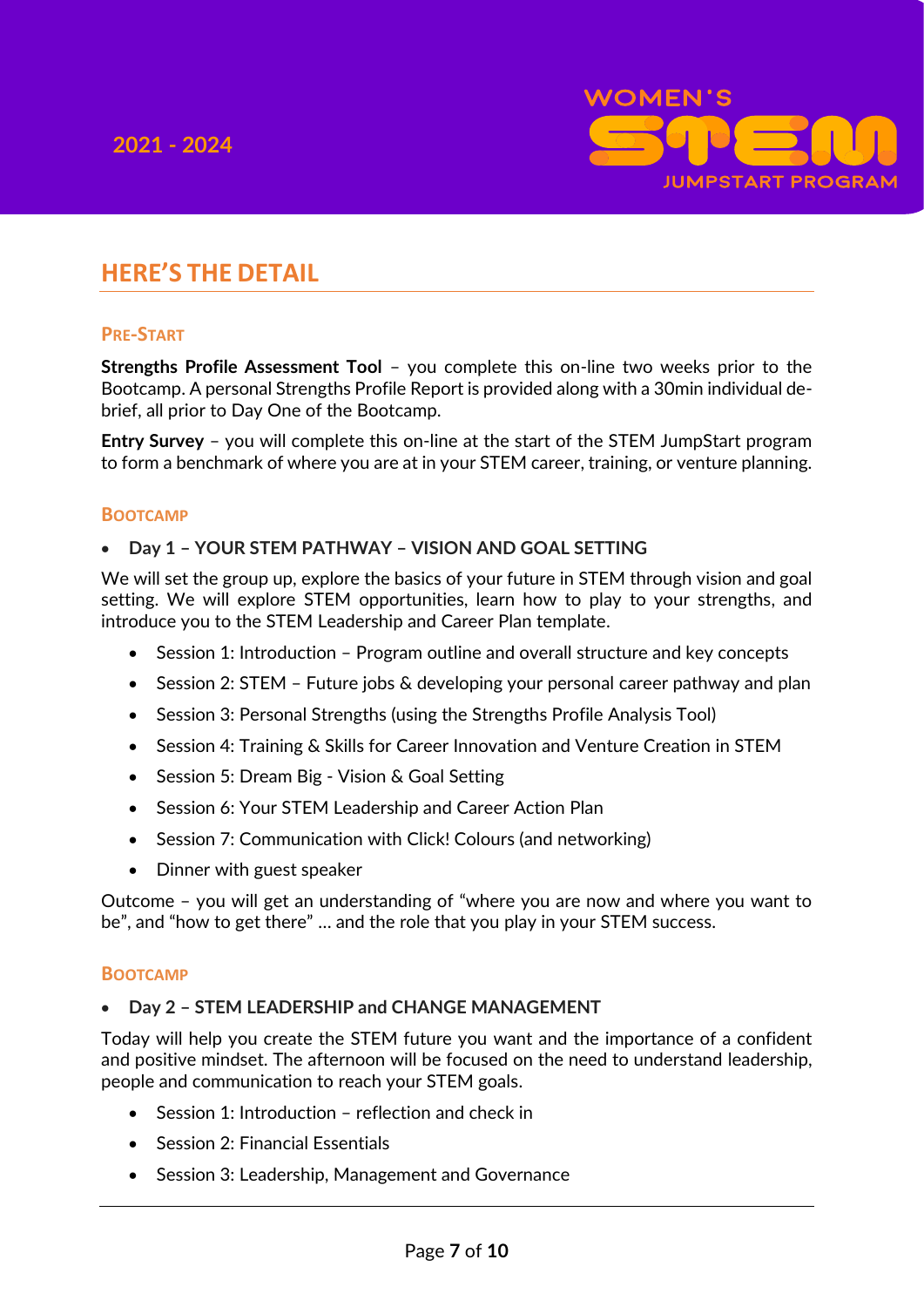## HERE'S THE DETAIL

### PRE-START

**Strengths Profile Assessment Tool** – you complete this on-line two weeks prior to the Bootcamp. A personal Strengths Profile Report is provided along with a 30min individual de-brief, all prior to Day One of the Bootcamp.

**Entry Survey** – you will complete this on-line at the start of the STEM JumpStart program to form a benchmark of where you are at in your STEM career, training, or venture planning.

### BOOTCAMP

- **Day 1 – YOUR STEM PATHWAY – VISION AND GOAL SETTING**

We will set the group up, explore the basics of your future in STEM through vision and goal setting. We will explore STEM opportunities, learn how to play to your strengths, and introduce you to the STEM Leadership and Career Plan template.

- Session 1: Introduction – Program outline and overall structure and key concepts
- Session 2: STEM – Future jobs & developing your personal career pathway and plan
- Session 3: Personal Strengths (using the Strengths Profile Analysis Tool)
- Session 4: Training & Skills for Career Innovation and Venture Creation in STEM
- Session 5: Dream Big - Vision & Goal Setting
- Session 6: Your STEM Leadership and Career Action Plan
- Session 7: Communication with Click! Colours (and networking)
- Dinner with guest speaker

Outcome – you will get an understanding of "where you are now and where you want to be", and "how to get there" … and the role that you play in your STEM success.

### BOOTCAMP

- **Day 2 – STEM LEADERSHIP and CHANGE MANAGEMENT**

Today will help you create the STEM future you want and the importance of a confident and positive mindset. The afternoon will be focused on the need to understand leadership, people and communication to reach your STEM goals.

- Session 1: Introduction – reflection and check in
- Session 2: Financial Essentials
- Session 3: Leadership, Management and Governance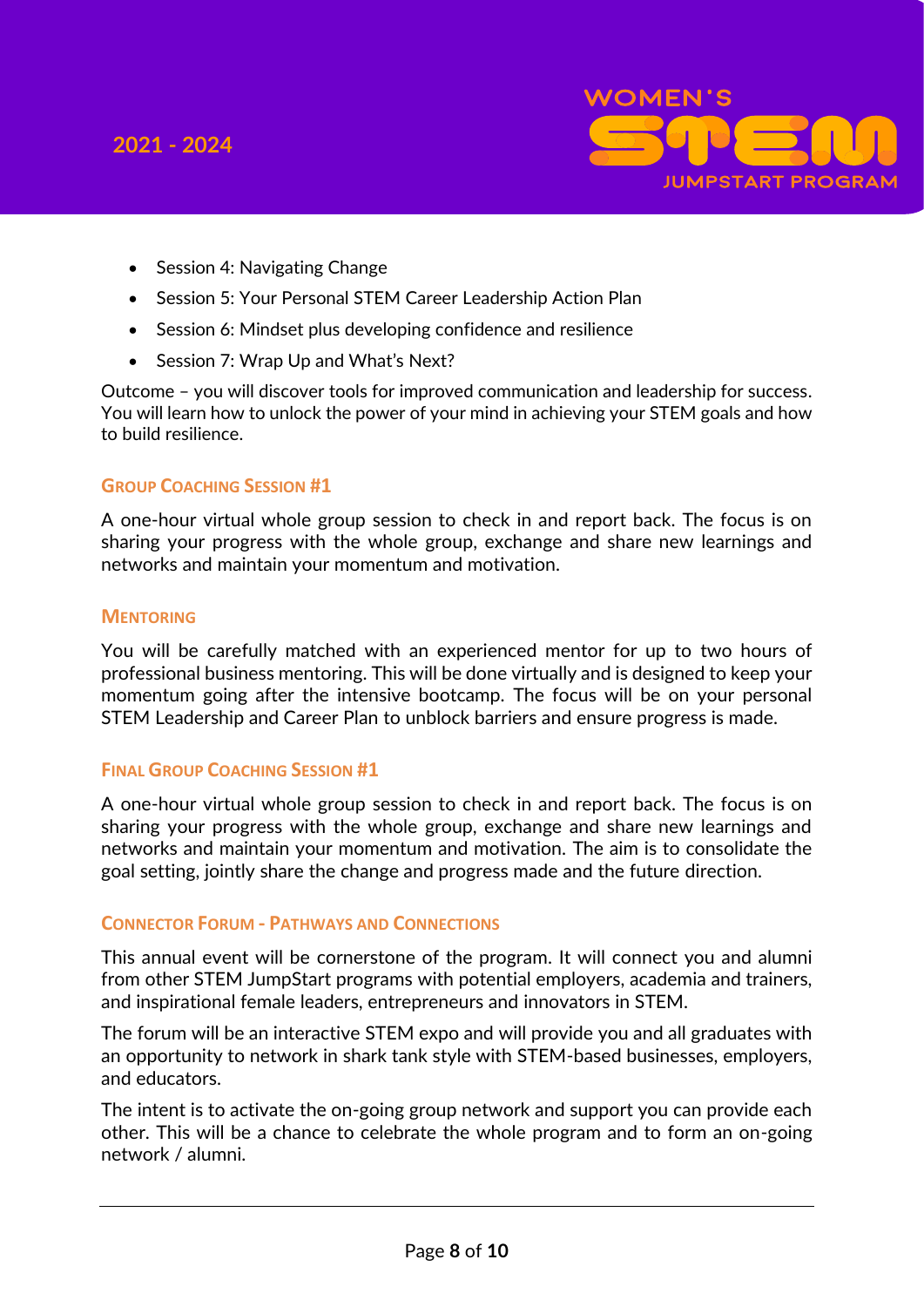- Session 4: Navigating Change
- Session 5: Your Personal STEM Career Leadership Action Plan
- Session 6: Mindset plus developing confidence and resilience
- Session 7: Wrap Up and What's Next?

Outcome – you will discover tools for improved communication and leadership for success. You will learn how to unlock the power of your mind in achieving your STEM goals and how to build resilience.

### Group Coaching Session #1

A one-hour virtual whole group session to check in and report back. The focus is on sharing your progress with the whole group, exchange and share new learnings and networks and maintain your momentum and motivation.

### Mentoring

You will be carefully matched with an experienced mentor for up to two hours of professional business mentoring. This will be done virtually and is designed to keep your momentum going after the intensive bootcamp. The focus will be on your personal STEM Leadership and Career Plan to unblock barriers and ensure progress is made.

### Final Group Coaching Session #1

A one-hour virtual whole group session to check in and report back. The focus is on sharing your progress with the whole group, exchange and share new learnings and networks and maintain your momentum and motivation. The aim is to consolidate the goal setting, jointly share the change and progress made and the future direction.

### Connector Forum - Pathways and Connections

This annual event will be cornerstone of the program. It will connect you and alumni from other STEM JumpStart programs with potential employers, academia and trainers, and inspirational female leaders, entrepreneurs and innovators in STEM.

The forum will be an interactive STEM expo and will provide you and all graduates with an opportunity to network in shark tank style with STEM-based businesses, employers, and educators.

The intent is to activate the on-going group network and support you can provide each other. This will be a chance to celebrate the whole program and to form an on-going network / alumni.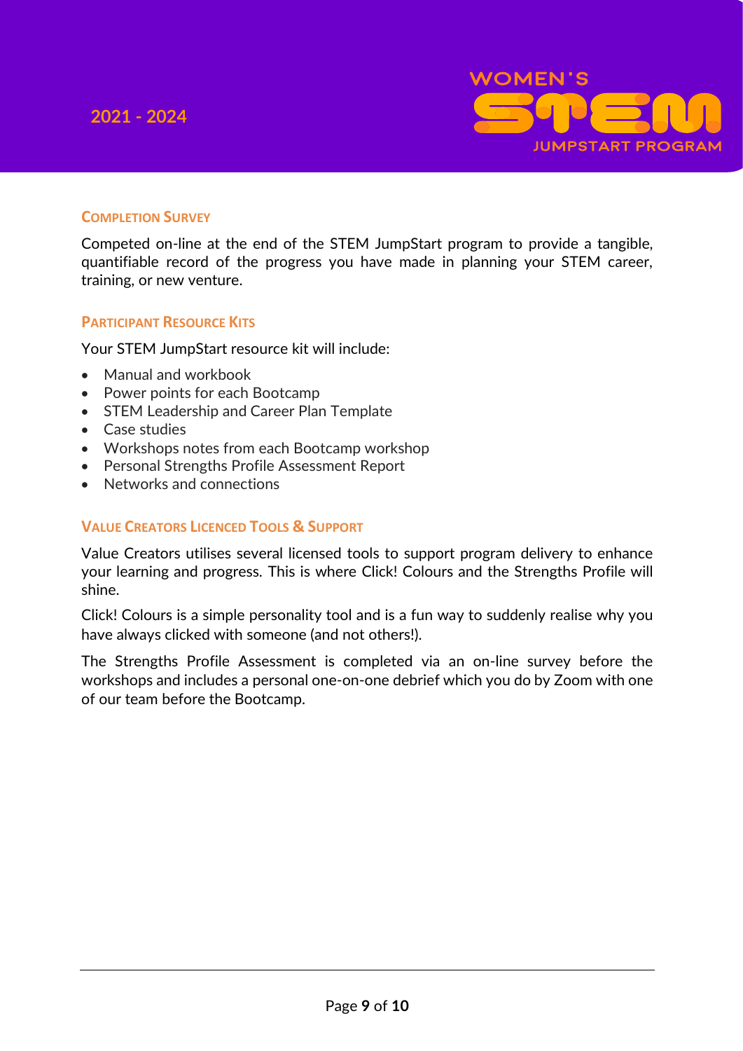## Completion Survey

Competed on-line at the end of the STEM JumpStart program to provide a tangible, quantifiable record of the progress you have made in planning your STEM career, training, or new venture.

## Participant Resource Kits

Your STEM JumpStart resource kit will include:

- Manual and workbook
- Power points for each Bootcamp
- STEM Leadership and Career Plan Template
- Case studies
- Workshops notes from each Bootcamp workshop
- Personal Strengths Profile Assessment Report
- Networks and connections

## Value Creators Licenced Tools & Support

Value Creators utilises several licensed tools to support program delivery to enhance your learning and progress. This is where Click! Colours and the Strengths Profile will shine.

Click! Colours is a simple personality tool and is a fun way to suddenly realise why you have always clicked with someone (and not others!).

The Strengths Profile Assessment is completed via an on-line survey before the workshops and includes a personal one-on-one debrief which you do by Zoom with one of our team before the Bootcamp.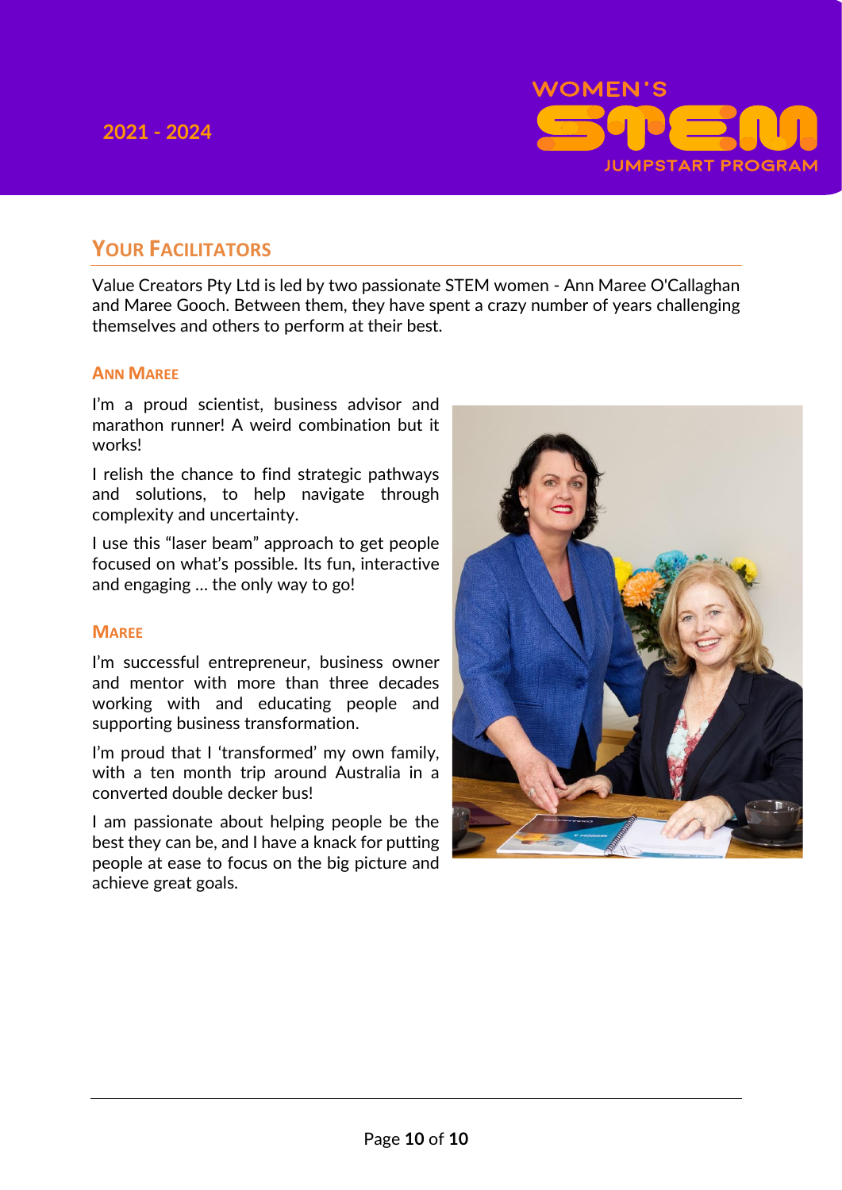## Your Facilitators

Value Creators Pty Ltd is led by two passionate STEM women - Ann Maree O'Callaghan and Maree Gooch. Between them, they have spent a crazy number of years challenging themselves and others to perform at their best.

### Ann Maree

I'm a proud scientist, business advisor and marathon runner! A weird combination but it works!

I relish the chance to find strategic pathways and solutions, to help navigate through complexity and uncertainty.

I use this "laser beam" approach to get people focused on what's possible. Its fun, interactive and engaging ... the only way to go!

### Maree

I'm successful entrepreneur, business owner and mentor with more than three decades working with and educating people and supporting business transformation.

I'm proud that I 'transformed' my own family, with a ten month trip around Australia in a converted double decker bus!

I am passionate about helping people be the best they can be, and I have a knack for putting people at ease to focus on the big picture and achieve great goals.